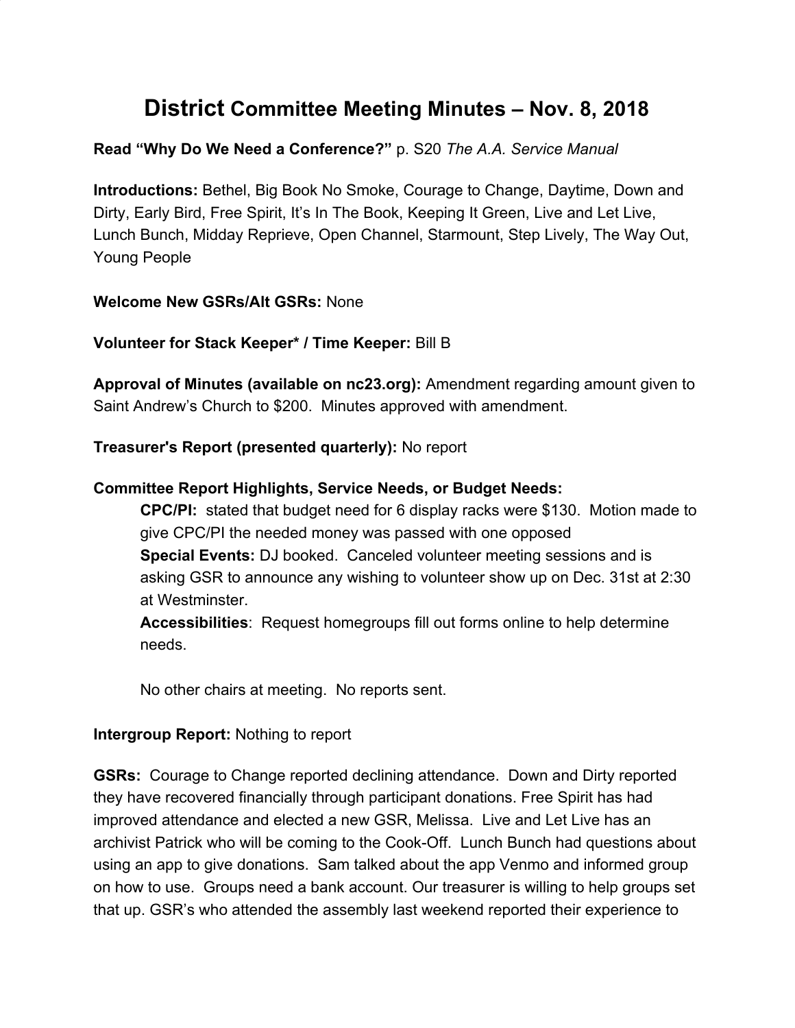# **District** Committee Meeting Minutes – Nov. 8, 2018

**Read "Why Do We Need a Conference?"** p. S20 *The A.A. Service Manual*

**Introductions:** Bethel, Big Book No Smoke, Courage to Change, Daytime, Down and Dirty, Early Bird, Free Spirit, It's In The Book, Keeping It Green, Live and Let Live, Lunch Bunch, Midday Reprieve, Open Channel, Starmount, Step Lively, The Way Out, Young People

**Welcome New GSRs/Alt GSRs:** None

**Volunteer for Stack Keeper* / Time Keeper:** Bill B

**Approval of Minutes (available on nc23.org):** Amendment regarding amount given to Saint Andrew's Church to $200. Minutes approved with amendment.

**Treasurer's Report (presented quarterly):** No report

**Committee Report Highlights, Service Needs, or Budget Needs:**

> **CPC/PI:** stated that budget need for 6 display racks were $130. Motion made to give CPC/PI the needed money was passed with one opposed
>
> **Special Events:** DJ booked. Canceled volunteer meeting sessions and is asking GSR to announce any wishing to volunteer show up on Dec. 31st at 2:30 at Westminster.
>
> **Accessibilities**: Request homegroups fill out forms online to help determine needs.
>
> No other chairs at meeting. No reports sent.

**Intergroup Report:** Nothing to report

**GSRs:** Courage to Change reported declining attendance. Down and Dirty reported they have recovered financially through participant donations. Free Spirit has had improved attendance and elected a new GSR, Melissa. Live and Let Live has an archivist Patrick who will be coming to the Cook-Off. Lunch Bunch had questions about using an app to give donations. Sam talked about the app Venmo and informed group on how to use. Groups need a bank account. Our treasurer is willing to help groups set that up. GSR's who attended the assembly last weekend reported their experience to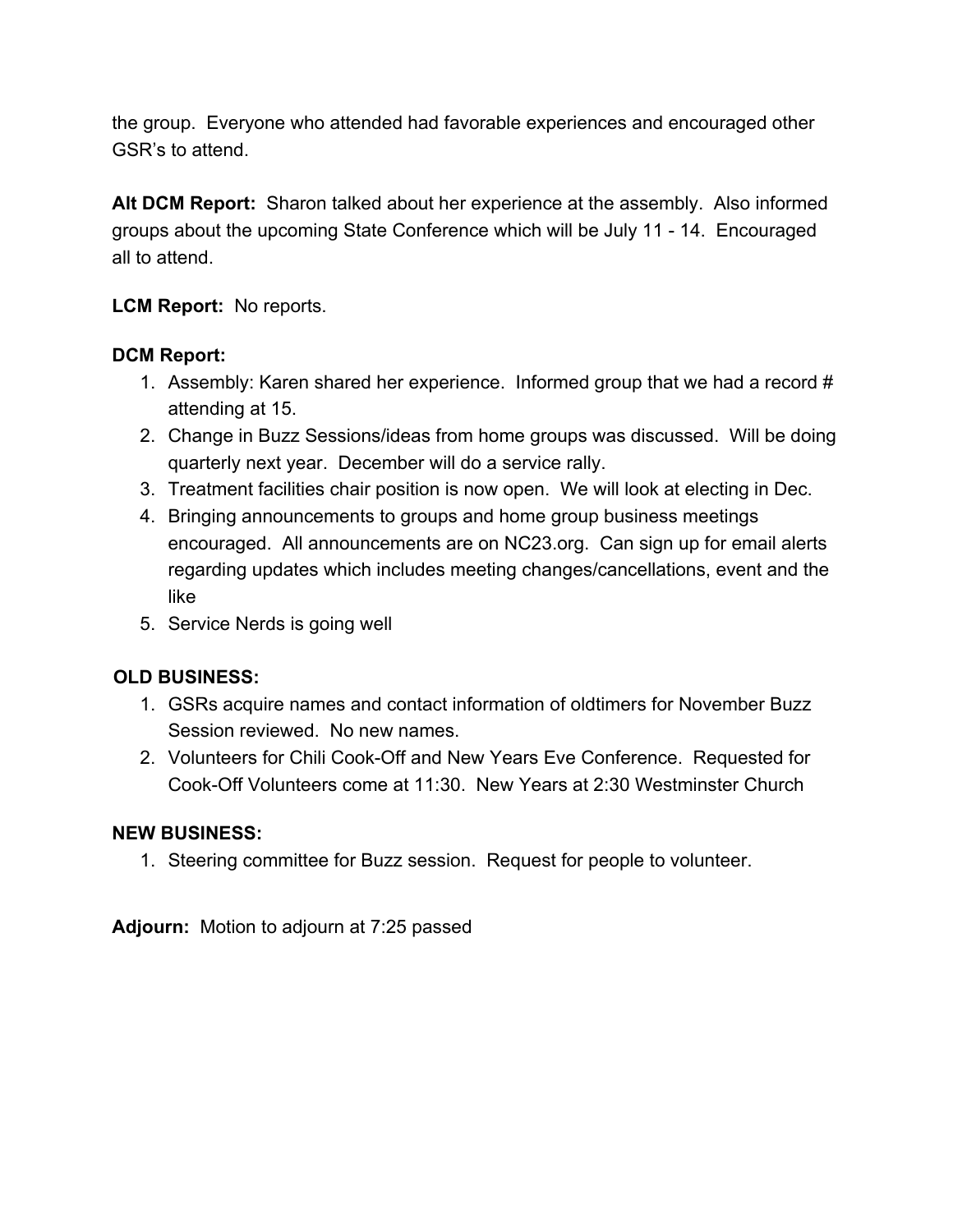the group. Everyone who attended had favorable experiences and encouraged other GSR's to attend.

**Alt DCM Report:** Sharon talked about her experience at the assembly. Also informed groups about the upcoming State Conference which will be July 11 - 14. Encouraged all to attend.

**LCM Report:** No reports.

**DCM Report:**

1. Assembly: Karen shared her experience. Informed group that we had a record # attending at 15.
2. Change in Buzz Sessions/ideas from home groups was discussed. Will be doing quarterly next year. December will do a service rally.
3. Treatment facilities chair position is now open. We will look at electing in Dec.
4. Bringing announcements to groups and home group business meetings encouraged. All announcements are on NC23.org. Can sign up for email alerts regarding updates which includes meeting changes/cancellations, event and the like
5. Service Nerds is going well

**OLD BUSINESS:**

1. GSRs acquire names and contact information of oldtimers for November Buzz Session reviewed. No new names.
2. Volunteers for Chili Cook-Off and New Years Eve Conference. Requested for Cook-Off Volunteers come at 11:30. New Years at 2:30 Westminster Church

**NEW BUSINESS:**

1. Steering committee for Buzz session. Request for people to volunteer.

**Adjourn:** Motion to adjourn at 7:25 passed